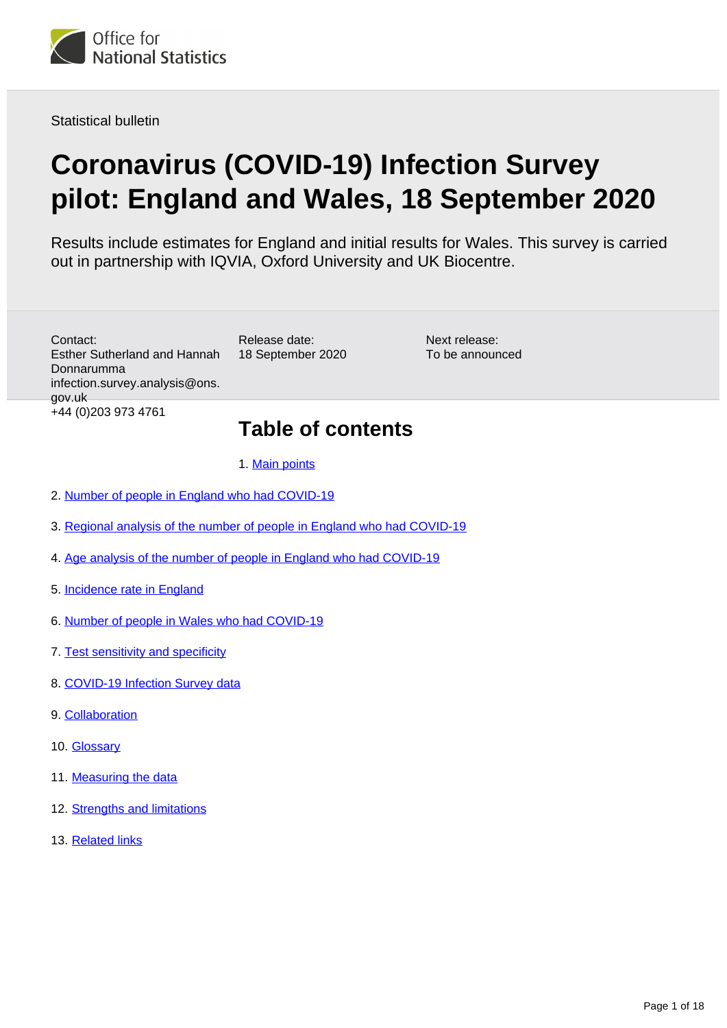Office for National Statistics

Statistical bulletin

# Coronavirus (COVID-19) Infection Survey pilot: England and Wales, 18 September 2020

Results include estimates for England and initial results for Wales. This survey is carried out in partnership with IQVIA, Oxford University and UK Biocentre.

Contact:
Esther Sutherland and Hannah Donnarumma
infection.survey.analysis@ons.gov.uk
+44 (0)203 973 4761

Release date:
18 September 2020

Next release:
To be announced

## Table of contents

1. Main points
2. Number of people in England who had COVID-19
3. Regional analysis of the number of people in England who had COVID-19
4. Age analysis of the number of people in England who had COVID-19
5. Incidence rate in England
6. Number of people in Wales who had COVID-19
7. Test sensitivity and specificity
8. COVID-19 Infection Survey data
9. Collaboration
10. Glossary
11. Measuring the data
12. Strengths and limitations
13. Related links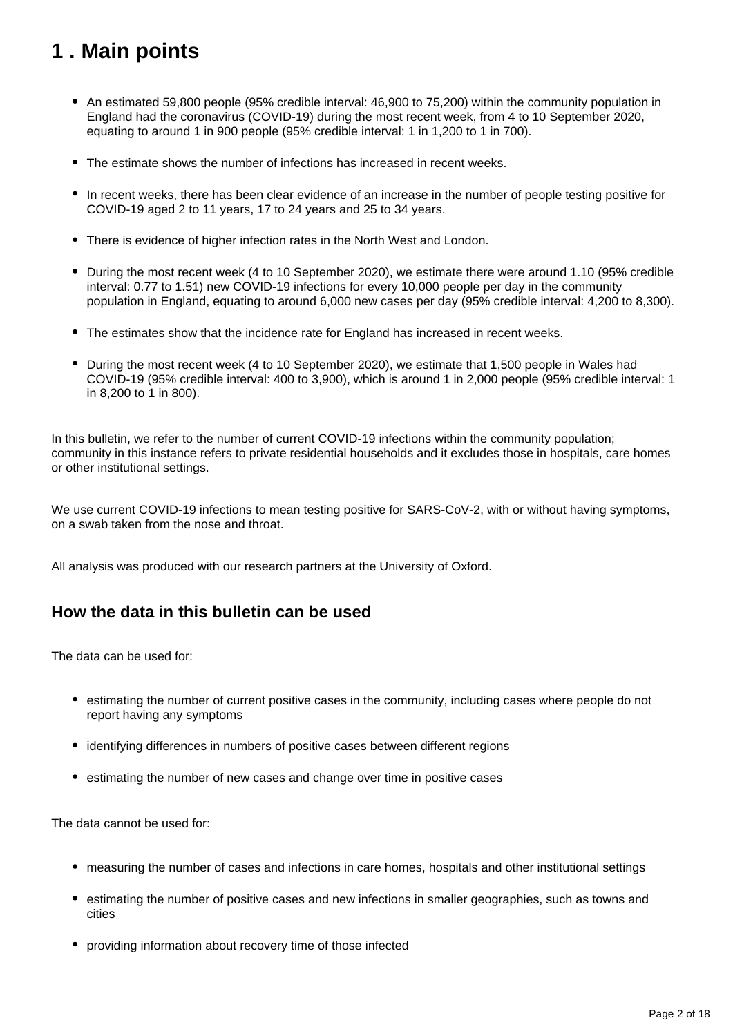# 1 . Main points

- An estimated 59,800 people (95% credible interval: 46,900 to 75,200) within the community population in England had the coronavirus (COVID-19) during the most recent week, from 4 to 10 September 2020, equating to around 1 in 900 people (95% credible interval: 1 in 1,200 to 1 in 700).
- The estimate shows the number of infections has increased in recent weeks.
- In recent weeks, there has been clear evidence of an increase in the number of people testing positive for COVID-19 aged 2 to 11 years, 17 to 24 years and 25 to 34 years.
- There is evidence of higher infection rates in the North West and London.
- During the most recent week (4 to 10 September 2020), we estimate there were around 1.10 (95% credible interval: 0.77 to 1.51) new COVID-19 infections for every 10,000 people per day in the community population in England, equating to around 6,000 new cases per day (95% credible interval: 4,200 to 8,300).
- The estimates show that the incidence rate for England has increased in recent weeks.
- During the most recent week (4 to 10 September 2020), we estimate that 1,500 people in Wales had COVID-19 (95% credible interval: 400 to 3,900), which is around 1 in 2,000 people (95% credible interval: 1 in 8,200 to 1 in 800).

In this bulletin, we refer to the number of current COVID-19 infections within the community population; community in this instance refers to private residential households and it excludes those in hospitals, care homes or other institutional settings.

We use current COVID-19 infections to mean testing positive for SARS-CoV-2, with or without having symptoms, on a swab taken from the nose and throat.

All analysis was produced with our research partners at the University of Oxford.

## How the data in this bulletin can be used

The data can be used for:

- estimating the number of current positive cases in the community, including cases where people do not report having any symptoms
- identifying differences in numbers of positive cases between different regions
- estimating the number of new cases and change over time in positive cases

The data cannot be used for:

- measuring the number of cases and infections in care homes, hospitals and other institutional settings
- estimating the number of positive cases and new infections in smaller geographies, such as towns and cities
- providing information about recovery time of those infected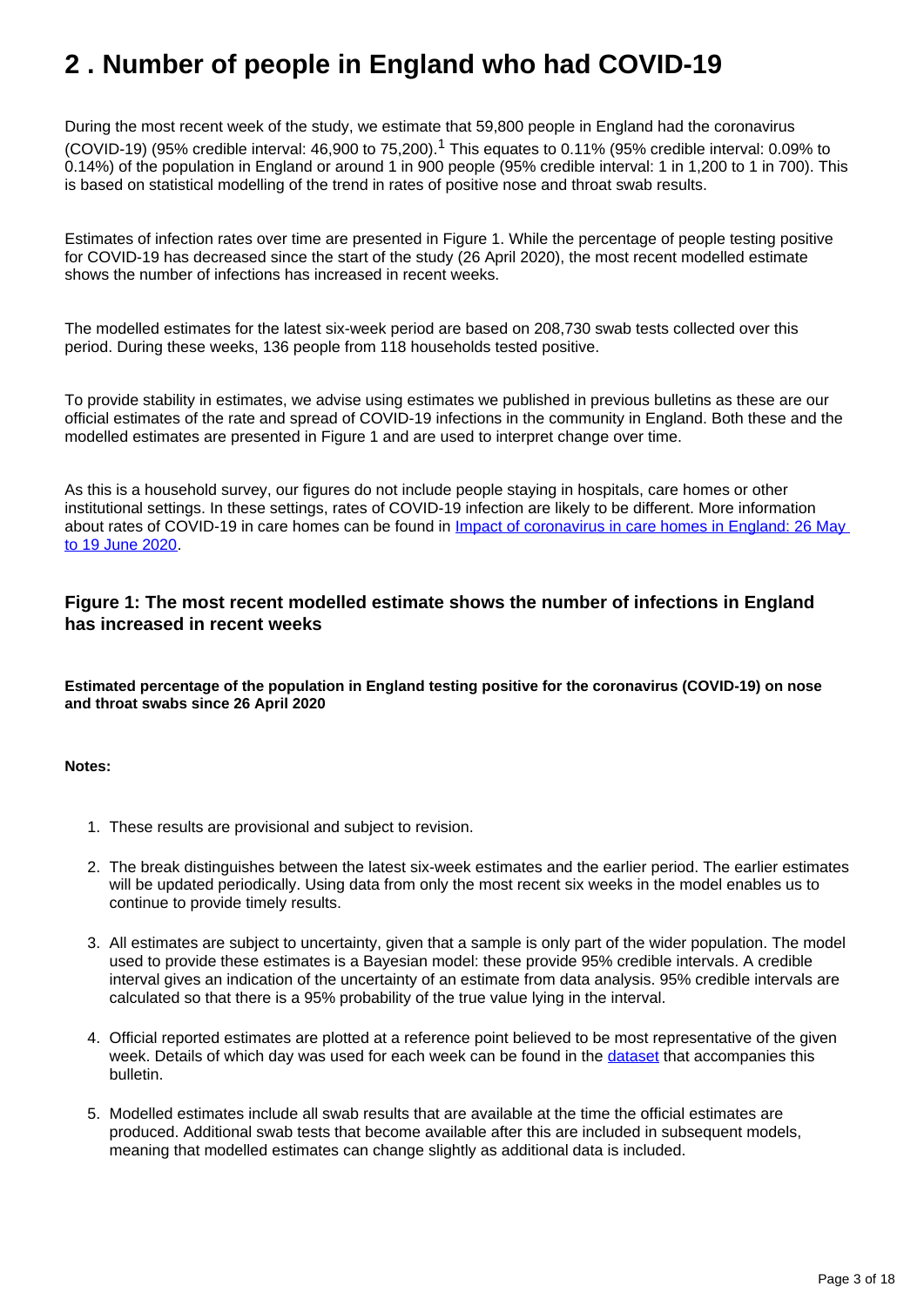## 2 . Number of people in England who had COVID-19

During the most recent week of the study, we estimate that 59,800 people in England had the coronavirus (COVID-19) (95% credible interval: 46,900 to 75,200).[1] This equates to 0.11% (95% credible interval: 0.09% to 0.14%) of the population in England or around 1 in 900 people (95% credible interval: 1 in 1,200 to 1 in 700). This is based on statistical modelling of the trend in rates of positive nose and throat swab results.

Estimates of infection rates over time are presented in Figure 1. While the percentage of people testing positive for COVID-19 has decreased since the start of the study (26 April 2020), the most recent modelled estimate shows the number of infections has increased in recent weeks.

The modelled estimates for the latest six-week period are based on 208,730 swab tests collected over this period. During these weeks, 136 people from 118 households tested positive.

To provide stability in estimates, we advise using estimates we published in previous bulletins as these are our official estimates of the rate and spread of COVID-19 infections in the community in England. Both these and the modelled estimates are presented in Figure 1 and are used to interpret change over time.

As this is a household survey, our figures do not include people staying in hospitals, care homes or other institutional settings. In these settings, rates of COVID-19 infection are likely to be different. More information about rates of COVID-19 in care homes can be found in [Impact of coronavirus in care homes in England: 26 May to 19 June 2020](#).

### Figure 1: The most recent modelled estimate shows the number of infections in England has increased in recent weeks

**Estimated percentage of the population in England testing positive for the coronavirus (COVID-19) on nose and throat swabs since 26 April 2020**

**Notes:**

1. These results are provisional and subject to revision.
2. The break distinguishes between the latest six-week estimates and the earlier period. The earlier estimates will be updated periodically. Using data from only the most recent six weeks in the model enables us to continue to provide timely results.
3. All estimates are subject to uncertainty, given that a sample is only part of the wider population. The model used to provide these estimates is a Bayesian model: these provide 95% credible intervals. A credible interval gives an indication of the uncertainty of an estimate from data analysis. 95% credible intervals are calculated so that there is a 95% probability of the true value lying in the interval.
4. Official reported estimates are plotted at a reference point believed to be most representative of the given week. Details of which day was used for each week can be found in the [dataset](#) that accompanies this bulletin.
5. Modelled estimates include all swab results that are available at the time the official estimates are produced. Additional swab tests that become available after this are included in subsequent models, meaning that modelled estimates can change slightly as additional data is included.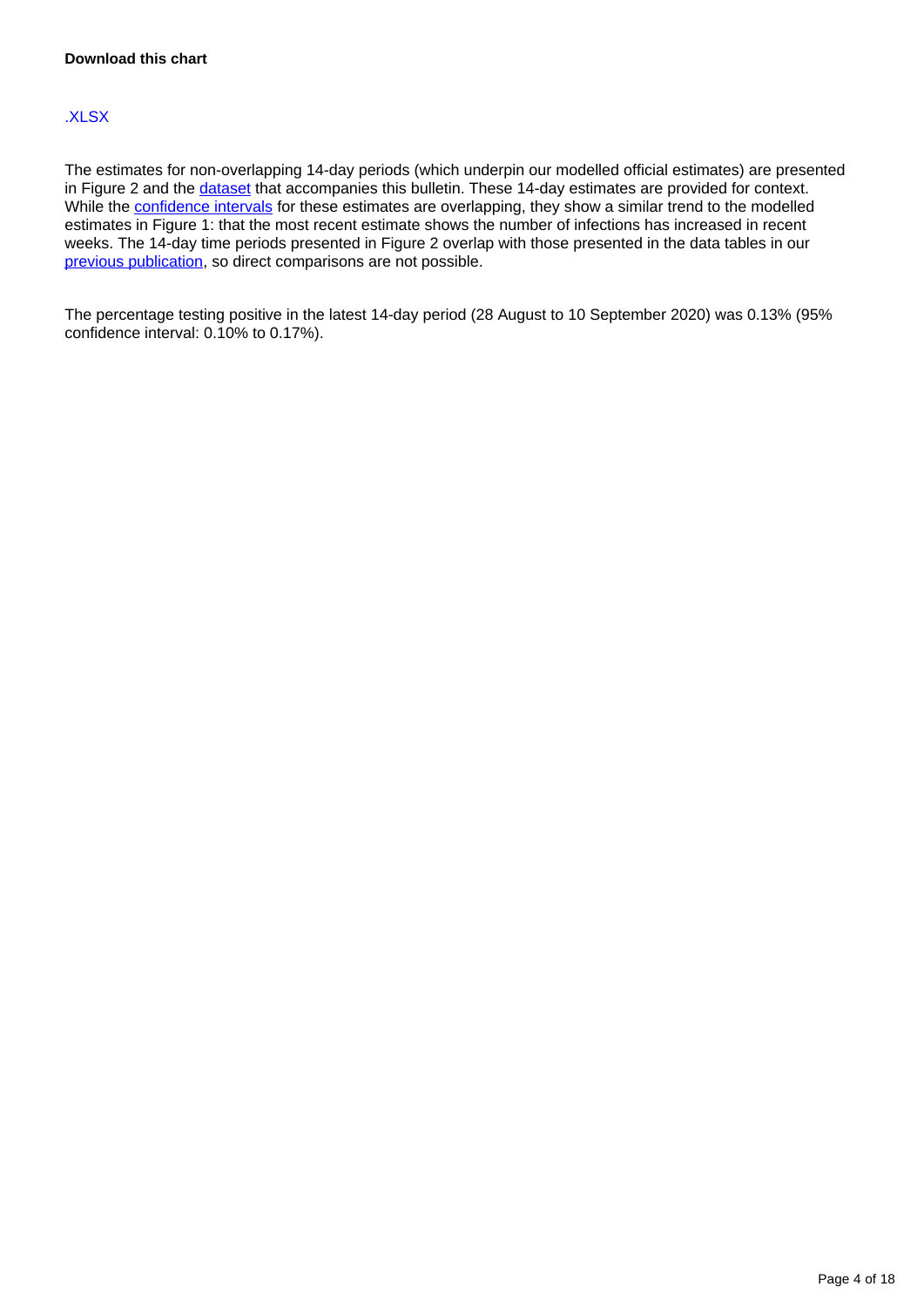**Download this chart**

.XLSX

The estimates for non-overlapping 14-day periods (which underpin our modelled official estimates) are presented in Figure 2 and the dataset that accompanies this bulletin. These 14-day estimates are provided for context. While the confidence intervals for these estimates are overlapping, they show a similar trend to the modelled estimates in Figure 1: that the most recent estimate shows the number of infections has increased in recent weeks. The 14-day time periods presented in Figure 2 overlap with those presented in the data tables in our previous publication, so direct comparisons are not possible.

The percentage testing positive in the latest 14-day period (28 August to 10 September 2020) was 0.13% (95% confidence interval: 0.10% to 0.17%).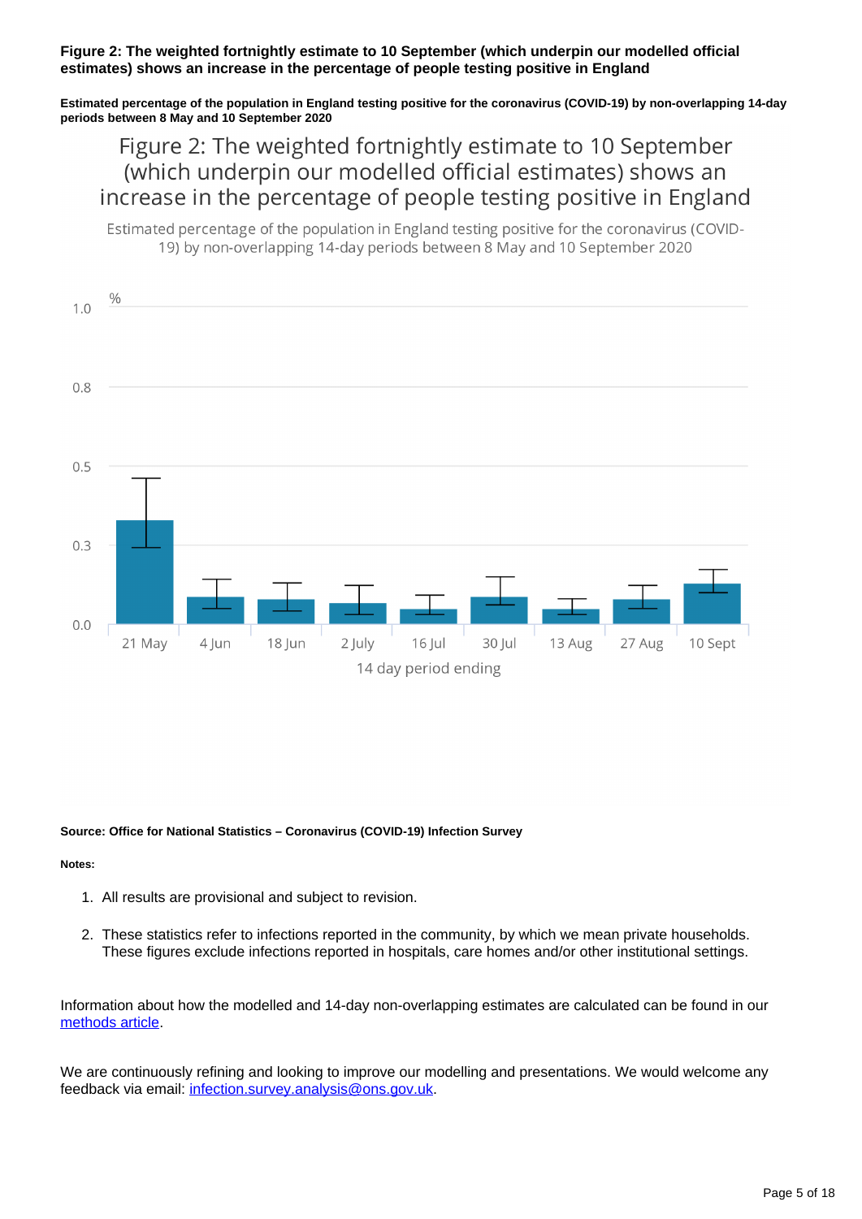**Figure 2: The weighted fortnightly estimate to 10 September (which underpin our modelled official estimates) shows an increase in the percentage of people testing positive in England**

**Estimated percentage of the population in England testing positive for the coronavirus (COVID-19) by non-overlapping 14-day periods between 8 May and 10 September 2020**

**Source: Office for National Statistics – Coronavirus (COVID-19) Infection Survey**

**Notes:**

1. All results are provisional and subject to revision.
2. These statistics refer to infections reported in the community, by which we mean private households. These figures exclude infections reported in hospitals, care homes and/or other institutional settings.

Information about how the modelled and 14-day non-overlapping estimates are calculated can be found in our methods article.

We are continuously refining and looking to improve our modelling and presentations. We would welcome any feedback via email: infection.survey.analysis@ons.gov.uk.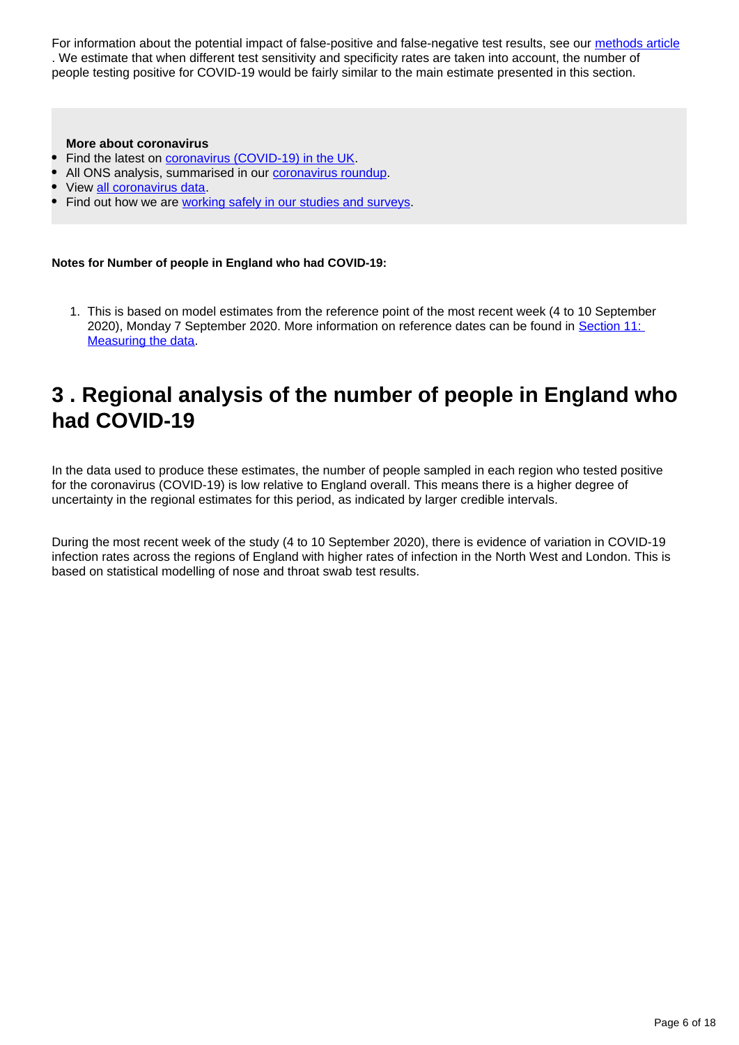For information about the potential impact of false-positive and false-negative test results, see our [methods article](#). We estimate that when different test sensitivity and specificity rates are taken into account, the number of people testing positive for COVID-19 would be fairly similar to the main estimate presented in this section.

**More about coronavirus**

- Find the latest on [coronavirus (COVID-19) in the UK](#).
- All ONS analysis, summarised in our [coronavirus roundup](#).
- View [all coronavirus data](#).
- Find out how we are [working safely in our studies and surveys](#).

**Notes for Number of people in England who had COVID-19:**

1. This is based on model estimates from the reference point of the most recent week (4 to 10 September 2020), Monday 7 September 2020. More information on reference dates can be found in [Section 11: Measuring the data](#).

## 3 . Regional analysis of the number of people in England who had COVID-19

In the data used to produce these estimates, the number of people sampled in each region who tested positive for the coronavirus (COVID-19) is low relative to England overall. This means there is a higher degree of uncertainty in the regional estimates for this period, as indicated by larger credible intervals.

During the most recent week of the study (4 to 10 September 2020), there is evidence of variation in COVID-19 infection rates across the regions of England with higher rates of infection in the North West and London. This is based on statistical modelling of nose and throat swab test results.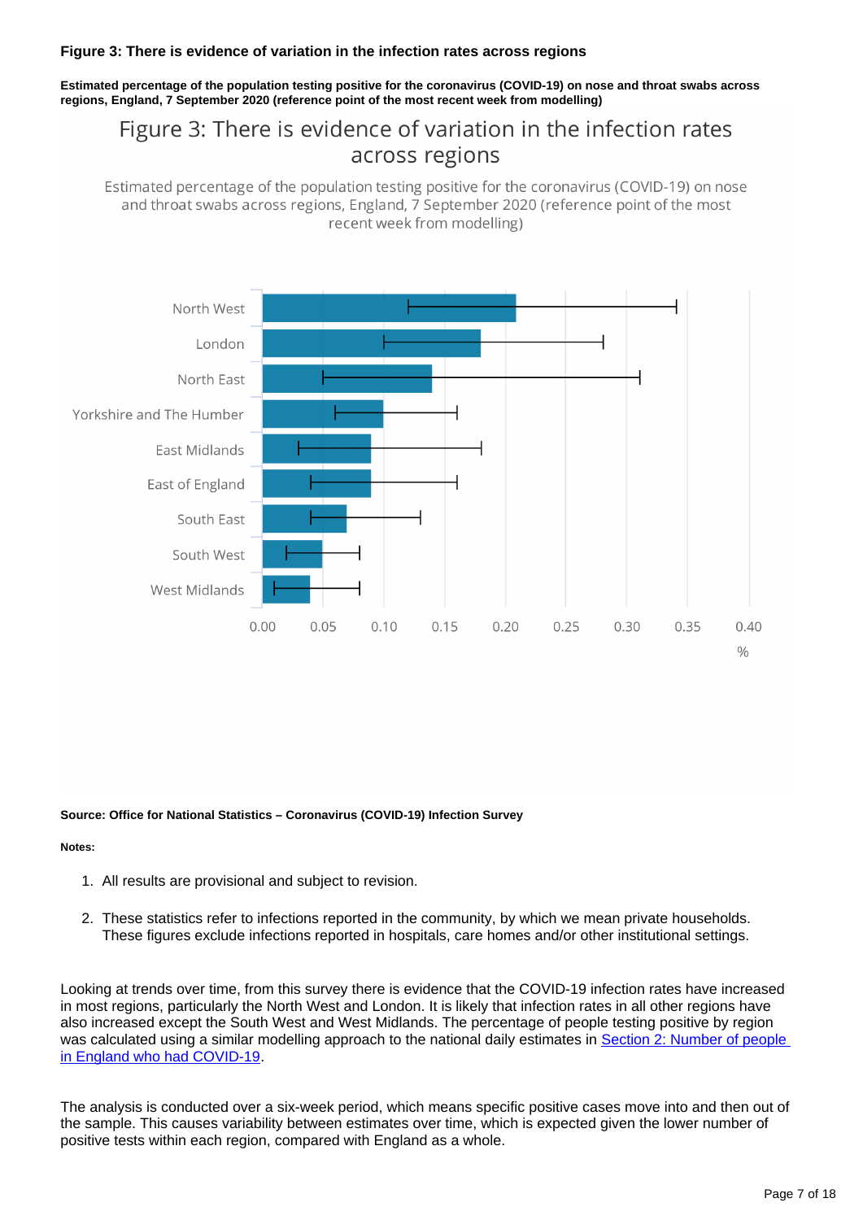### Figure 3: There is evidence of variation in the infection rates across regions

**Estimated percentage of the population testing positive for the coronavirus (COVID-19) on nose and throat swabs across regions, England, 7 September 2020 (reference point of the most recent week from modelling)**

Figure 3: There is evidence of variation in the infection rates across regions

Estimated percentage of the population testing positive for the coronavirus (COVID-19) on nose and throat swabs across regions, England, 7 September 2020 (reference point of the most recent week from modelling)

**Source: Office for National Statistics – Coronavirus (COVID-19) Infection Survey**

**Notes:**

1. All results are provisional and subject to revision.
2. These statistics refer to infections reported in the community, by which we mean private households. These figures exclude infections reported in hospitals, care homes and/or other institutional settings.

Looking at trends over time, from this survey there is evidence that the COVID-19 infection rates have increased in most regions, particularly the North West and London. It is likely that infection rates in all other regions have also increased except the South West and West Midlands. The percentage of people testing positive by region was calculated using a similar modelling approach to the national daily estimates in [Section 2: Number of people in England who had COVID-19](#).

The analysis is conducted over a six-week period, which means specific positive cases move into and then out of the sample. This causes variability between estimates over time, which is expected given the lower number of positive tests within each region, compared with England as a whole.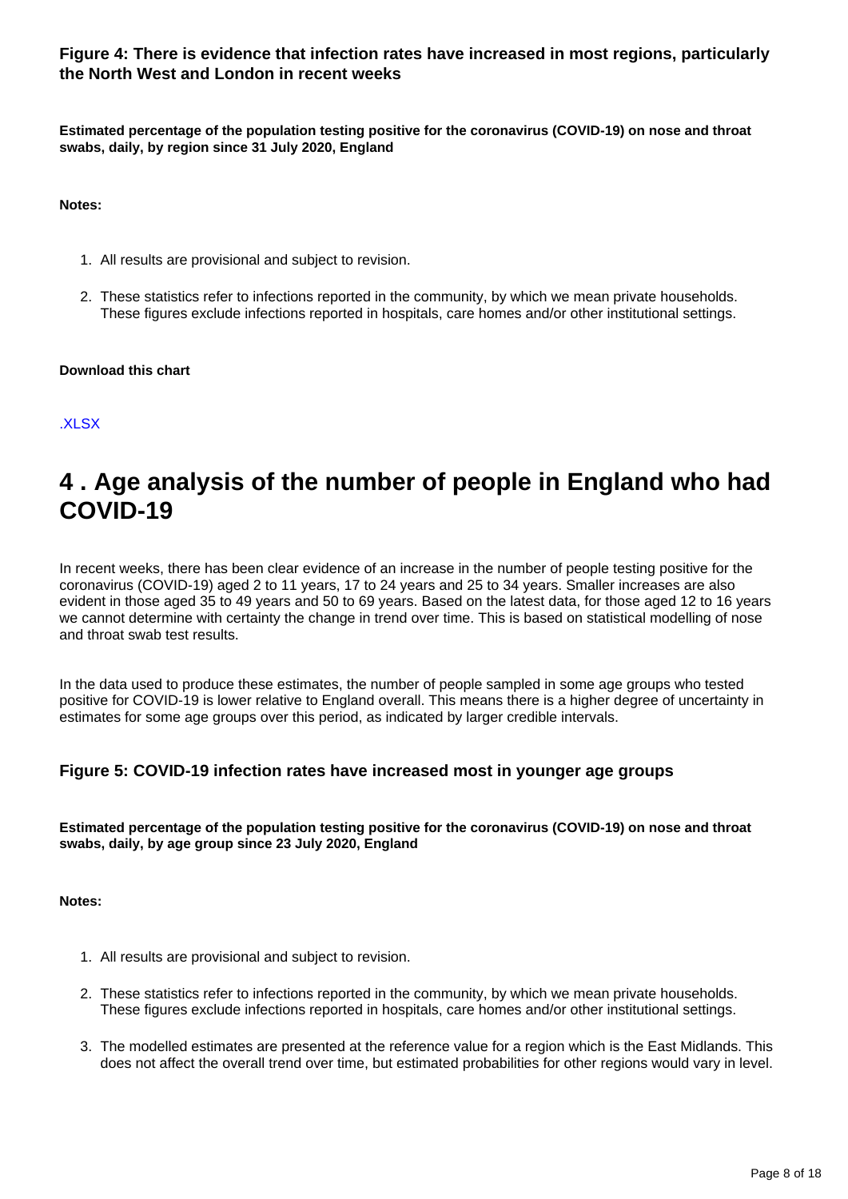### Figure 4: There is evidence that infection rates have increased in most regions, particularly the North West and London in recent weeks

**Estimated percentage of the population testing positive for the coronavirus (COVID-19) on nose and throat swabs, daily, by region since 31 July 2020, England**

**Notes:**

1. All results are provisional and subject to revision.
2. These statistics refer to infections reported in the community, by which we mean private households. These figures exclude infections reported in hospitals, care homes and/or other institutional settings.

**Download this chart**

.XLSX

## 4 . Age analysis of the number of people in England who had COVID-19

In recent weeks, there has been clear evidence of an increase in the number of people testing positive for the coronavirus (COVID-19) aged 2 to 11 years, 17 to 24 years and 25 to 34 years. Smaller increases are also evident in those aged 35 to 49 years and 50 to 69 years. Based on the latest data, for those aged 12 to 16 years we cannot determine with certainty the change in trend over time. This is based on statistical modelling of nose and throat swab test results.

In the data used to produce these estimates, the number of people sampled in some age groups who tested positive for COVID-19 is lower relative to England overall. This means there is a higher degree of uncertainty in estimates for some age groups over this period, as indicated by larger credible intervals.

### Figure 5: COVID-19 infection rates have increased most in younger age groups

**Estimated percentage of the population testing positive for the coronavirus (COVID-19) on nose and throat swabs, daily, by age group since 23 July 2020, England**

**Notes:**

1. All results are provisional and subject to revision.
2. These statistics refer to infections reported in the community, by which we mean private households. These figures exclude infections reported in hospitals, care homes and/or other institutional settings.
3. The modelled estimates are presented at the reference value for a region which is the East Midlands. This does not affect the overall trend over time, but estimated probabilities for other regions would vary in level.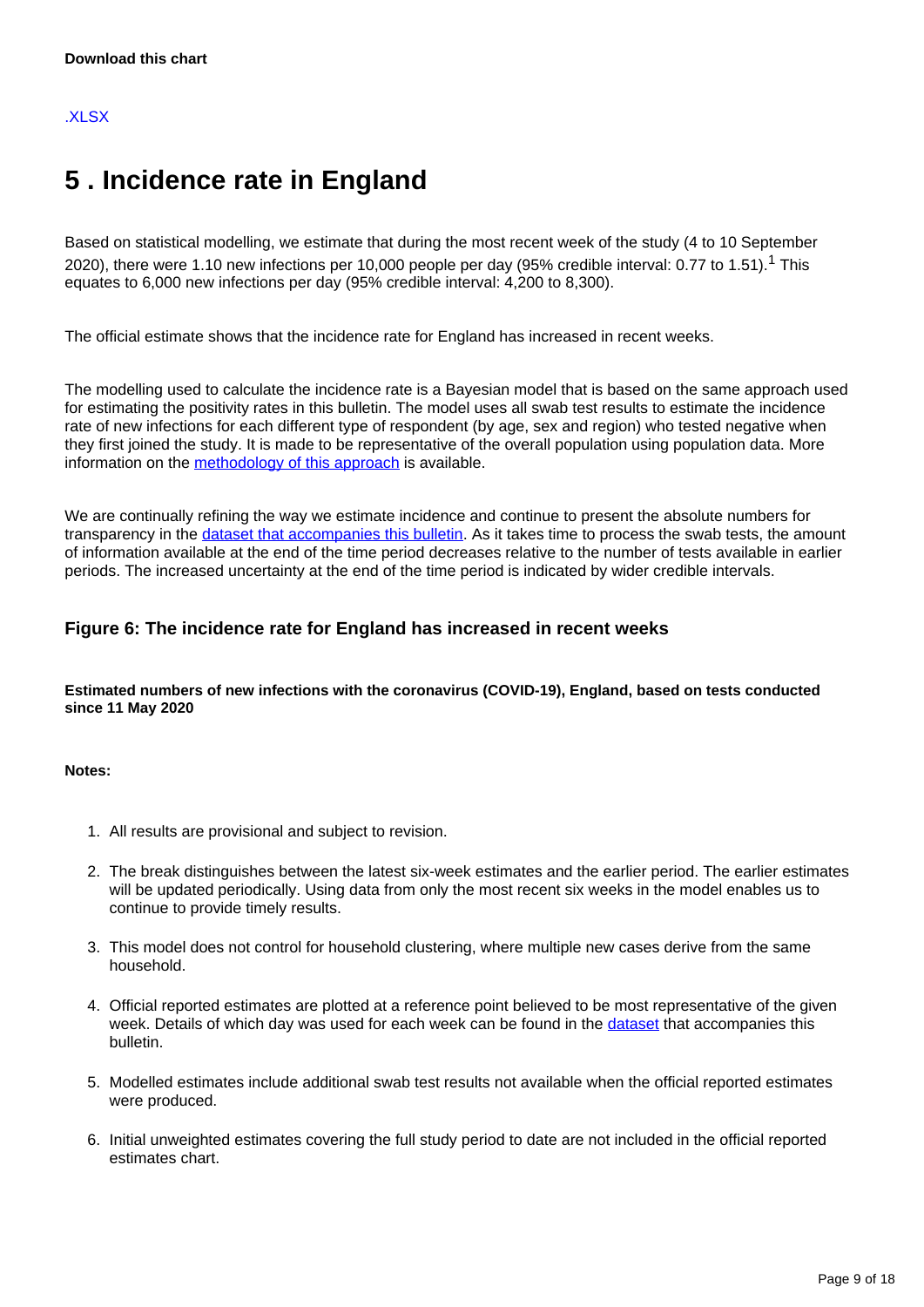**Download this chart**

[.XLSX]

# 5 . Incidence rate in England

Based on statistical modelling, we estimate that during the most recent week of the study (4 to 10 September 2020), there were 1.10 new infections per 10,000 people per day (95% credible interval: 0.77 to 1.51).[1] This equates to 6,000 new infections per day (95% credible interval: 4,200 to 8,300).

The official estimate shows that the incidence rate for England has increased in recent weeks.

The modelling used to calculate the incidence rate is a Bayesian model that is based on the same approach used for estimating the positivity rates in this bulletin. The model uses all swab test results to estimate the incidence rate of new infections for each different type of respondent (by age, sex and region) who tested negative when they first joined the study. It is made to be representative of the overall population using population data. More information on the methodology of this approach is available.

We are continually refining the way we estimate incidence and continue to present the absolute numbers for transparency in the dataset that accompanies this bulletin. As it takes time to process the swab tests, the amount of information available at the end of the time period decreases relative to the number of tests available in earlier periods. The increased uncertainty at the end of the time period is indicated by wider credible intervals.

### Figure 6: The incidence rate for England has increased in recent weeks

**Estimated numbers of new infections with the coronavirus (COVID-19), England, based on tests conducted since 11 May 2020**

**Notes:**

1. All results are provisional and subject to revision.
2. The break distinguishes between the latest six-week estimates and the earlier period. The earlier estimates will be updated periodically. Using data from only the most recent six weeks in the model enables us to continue to provide timely results.
3. This model does not control for household clustering, where multiple new cases derive from the same household.
4. Official reported estimates are plotted at a reference point believed to be most representative of the given week. Details of which day was used for each week can be found in the dataset that accompanies this bulletin.
5. Modelled estimates include additional swab test results not available when the official reported estimates were produced.
6. Initial unweighted estimates covering the full study period to date are not included in the official reported estimates chart.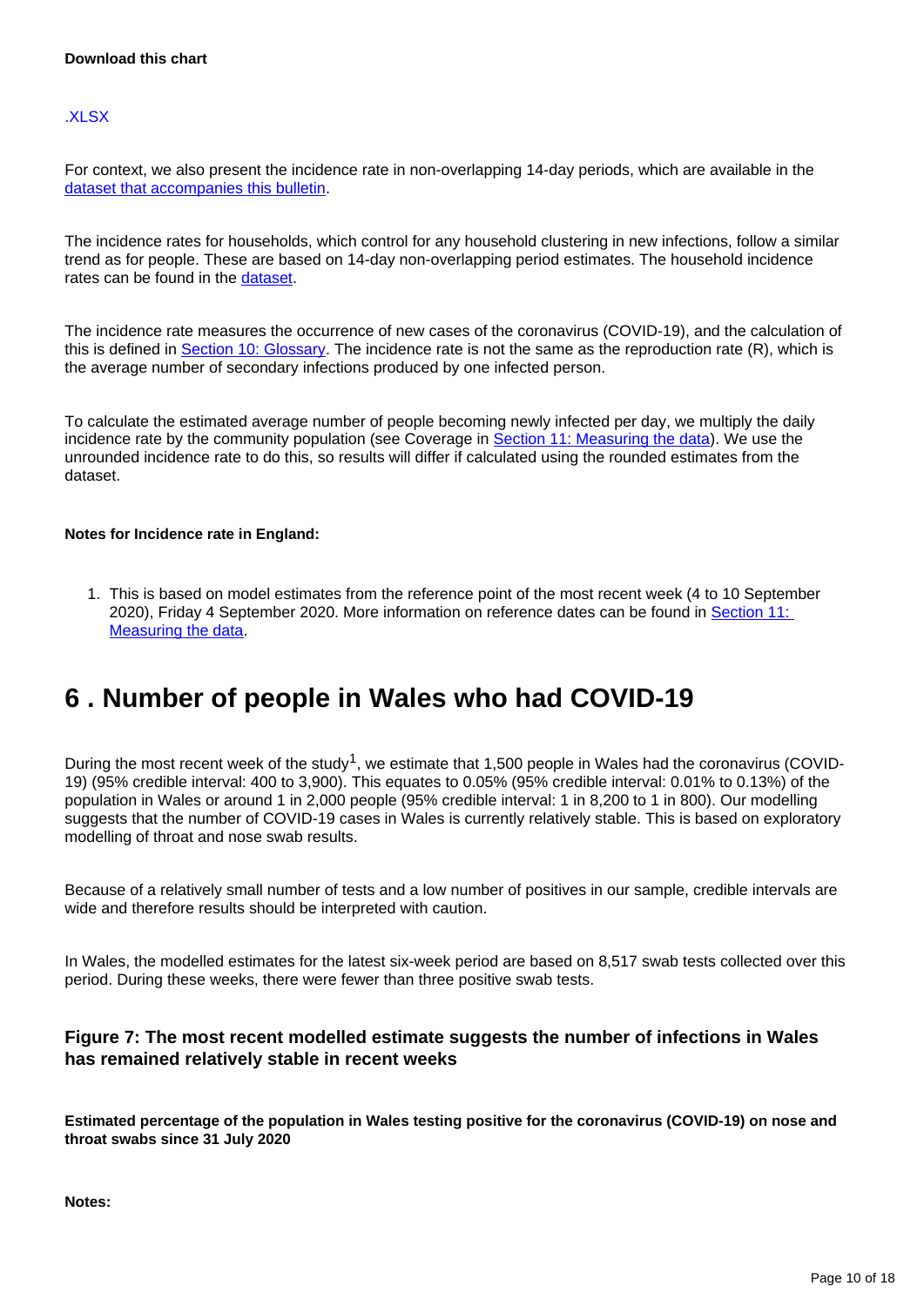**Download this chart**

.XLSX

For context, we also present the incidence rate in non-overlapping 14-day periods, which are available in the dataset that accompanies this bulletin.

The incidence rates for households, which control for any household clustering in new infections, follow a similar trend as for people. These are based on 14-day non-overlapping period estimates. The household incidence rates can be found in the dataset.

The incidence rate measures the occurrence of new cases of the coronavirus (COVID-19), and the calculation of this is defined in Section 10: Glossary. The incidence rate is not the same as the reproduction rate (R), which is the average number of secondary infections produced by one infected person.

To calculate the estimated average number of people becoming newly infected per day, we multiply the daily incidence rate by the community population (see Coverage in Section 11: Measuring the data). We use the unrounded incidence rate to do this, so results will differ if calculated using the rounded estimates from the dataset.

**Notes for Incidence rate in England:**

1. This is based on model estimates from the reference point of the most recent week (4 to 10 September 2020), Friday 4 September 2020. More information on reference dates can be found in Section 11: Measuring the data.

# 6 . Number of people in Wales who had COVID-19

During the most recent week of the study[1], we estimate that 1,500 people in Wales had the coronavirus (COVID-19) (95% credible interval: 400 to 3,900). This equates to 0.05% (95% credible interval: 0.01% to 0.13%) of the population in Wales or around 1 in 2,000 people (95% credible interval: 1 in 8,200 to 1 in 800). Our modelling suggests that the number of COVID-19 cases in Wales is currently relatively stable. This is based on exploratory modelling of throat and nose swab results.

Because of a relatively small number of tests and a low number of positives in our sample, credible intervals are wide and therefore results should be interpreted with caution.

In Wales, the modelled estimates for the latest six-week period are based on 8,517 swab tests collected over this period. During these weeks, there were fewer than three positive swab tests.

### Figure 7: The most recent modelled estimate suggests the number of infections in Wales has remained relatively stable in recent weeks

**Estimated percentage of the population in Wales testing positive for the coronavirus (COVID-19) on nose and throat swabs since 31 July 2020**

**Notes:**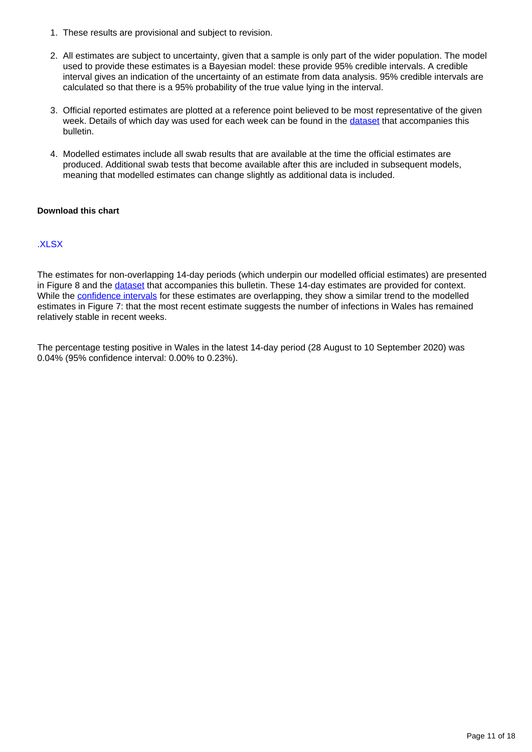1. These results are provisional and subject to revision.

2. All estimates are subject to uncertainty, given that a sample is only part of the wider population. The model used to provide these estimates is a Bayesian model: these provide 95% credible intervals. A credible interval gives an indication of the uncertainty of an estimate from data analysis. 95% credible intervals are calculated so that there is a 95% probability of the true value lying in the interval.

3. Official reported estimates are plotted at a reference point believed to be most representative of the given week. Details of which day was used for each week can be found in the dataset that accompanies this bulletin.

4. Modelled estimates include all swab results that are available at the time the official estimates are produced. Additional swab tests that become available after this are included in subsequent models, meaning that modelled estimates can change slightly as additional data is included.

**Download this chart**

.XLSX

The estimates for non-overlapping 14-day periods (which underpin our modelled official estimates) are presented in Figure 8 and the dataset that accompanies this bulletin. These 14-day estimates are provided for context. While the confidence intervals for these estimates are overlapping, they show a similar trend to the modelled estimates in Figure 7: that the most recent estimate suggests the number of infections in Wales has remained relatively stable in recent weeks.

The percentage testing positive in Wales in the latest 14-day period (28 August to 10 September 2020) was 0.04% (95% confidence interval: 0.00% to 0.23%).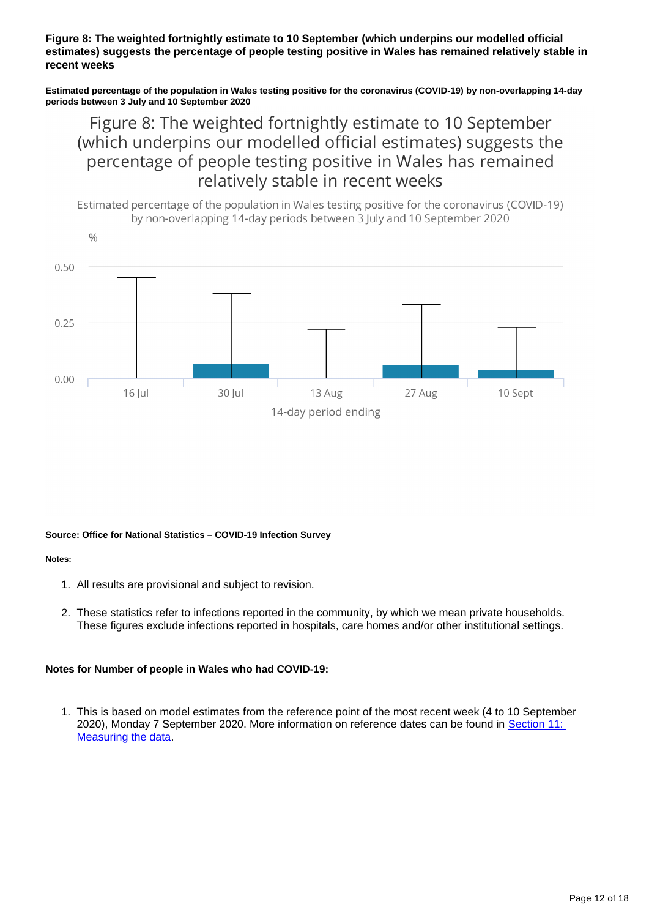**Figure 8: The weighted fortnightly estimate to 10 September (which underpins our modelled official estimates) suggests the percentage of people testing positive in Wales has remained relatively stable in recent weeks**

**Estimated percentage of the population in Wales testing positive for the coronavirus (COVID-19) by non-overlapping 14-day periods between 3 July and 10 September 2020**

Figure 8: The weighted fortnightly estimate to 10 September (which underpins our modelled official estimates) suggests the percentage of people testing positive in Wales has remained relatively stable in recent weeks

Estimated percentage of the population in Wales testing positive for the coronavirus (COVID-19) by non-overlapping 14-day periods between 3 July and 10 September 2020

%

0.50

0.25

0.00

16 Jul 30 Jul 13 Aug 27 Aug 10 Sept

14-day period ending

**Source: Office for National Statistics – COVID-19 Infection Survey**

**Notes:**

1. All results are provisional and subject to revision.
2. These statistics refer to infections reported in the community, by which we mean private households. These figures exclude infections reported in hospitals, care homes and/or other institutional settings.

**Notes for Number of people in Wales who had COVID-19:**

1. This is based on model estimates from the reference point of the most recent week (4 to 10 September 2020), Monday 7 September 2020. More information on reference dates can be found in Section 11: Measuring the data.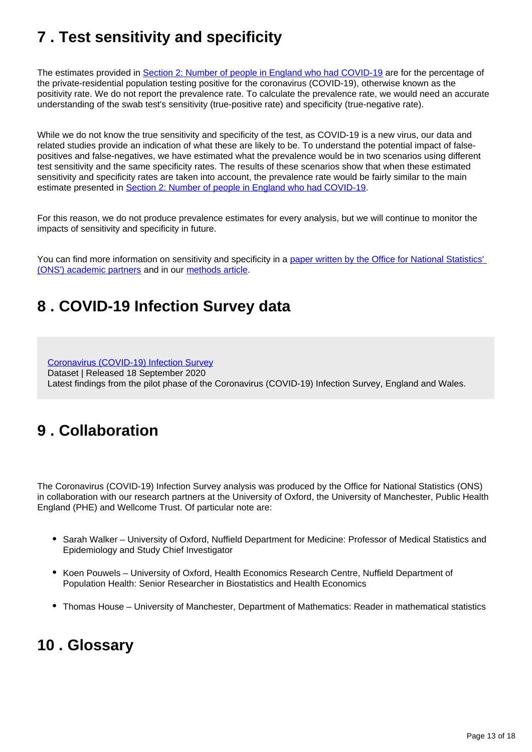## 7 . Test sensitivity and specificity

The estimates provided in [Section 2: Number of people in England who had COVID-19]() are for the percentage of the private-residential population testing positive for the coronavirus (COVID-19), otherwise known as the positivity rate. We do not report the prevalence rate. To calculate the prevalence rate, we would need an accurate understanding of the swab test's sensitivity (true-positive rate) and specificity (true-negative rate).

While we do not know the true sensitivity and specificity of the test, as COVID-19 is a new virus, our data and related studies provide an indication of what these are likely to be. To understand the potential impact of false-positives and false-negatives, we have estimated what the prevalence would be in two scenarios using different test sensitivity and the same specificity rates. The results of these scenarios show that when these estimated sensitivity and specificity rates are taken into account, the prevalence rate would be fairly similar to the main estimate presented in [Section 2: Number of people in England who had COVID-19]().

For this reason, we do not produce prevalence estimates for every analysis, but we will continue to monitor the impacts of sensitivity and specificity in future.

You can find more information on sensitivity and specificity in a [paper written by the Office for National Statistics' (ONS') academic partners]() and in our [methods article]().

## 8 . COVID-19 Infection Survey data

[Coronavirus (COVID-19) Infection Survey]()
Dataset | Released 18 September 2020
Latest findings from the pilot phase of the Coronavirus (COVID-19) Infection Survey, England and Wales.

## 9 . Collaboration

The Coronavirus (COVID-19) Infection Survey analysis was produced by the Office for National Statistics (ONS) in collaboration with our research partners at the University of Oxford, the University of Manchester, Public Health England (PHE) and Wellcome Trust. Of particular note are:

- Sarah Walker – University of Oxford, Nuffield Department for Medicine: Professor of Medical Statistics and Epidemiology and Study Chief Investigator
- Koen Pouwels – University of Oxford, Health Economics Research Centre, Nuffield Department of Population Health: Senior Researcher in Biostatistics and Health Economics
- Thomas House – University of Manchester, Department of Mathematics: Reader in mathematical statistics

## 10 . Glossary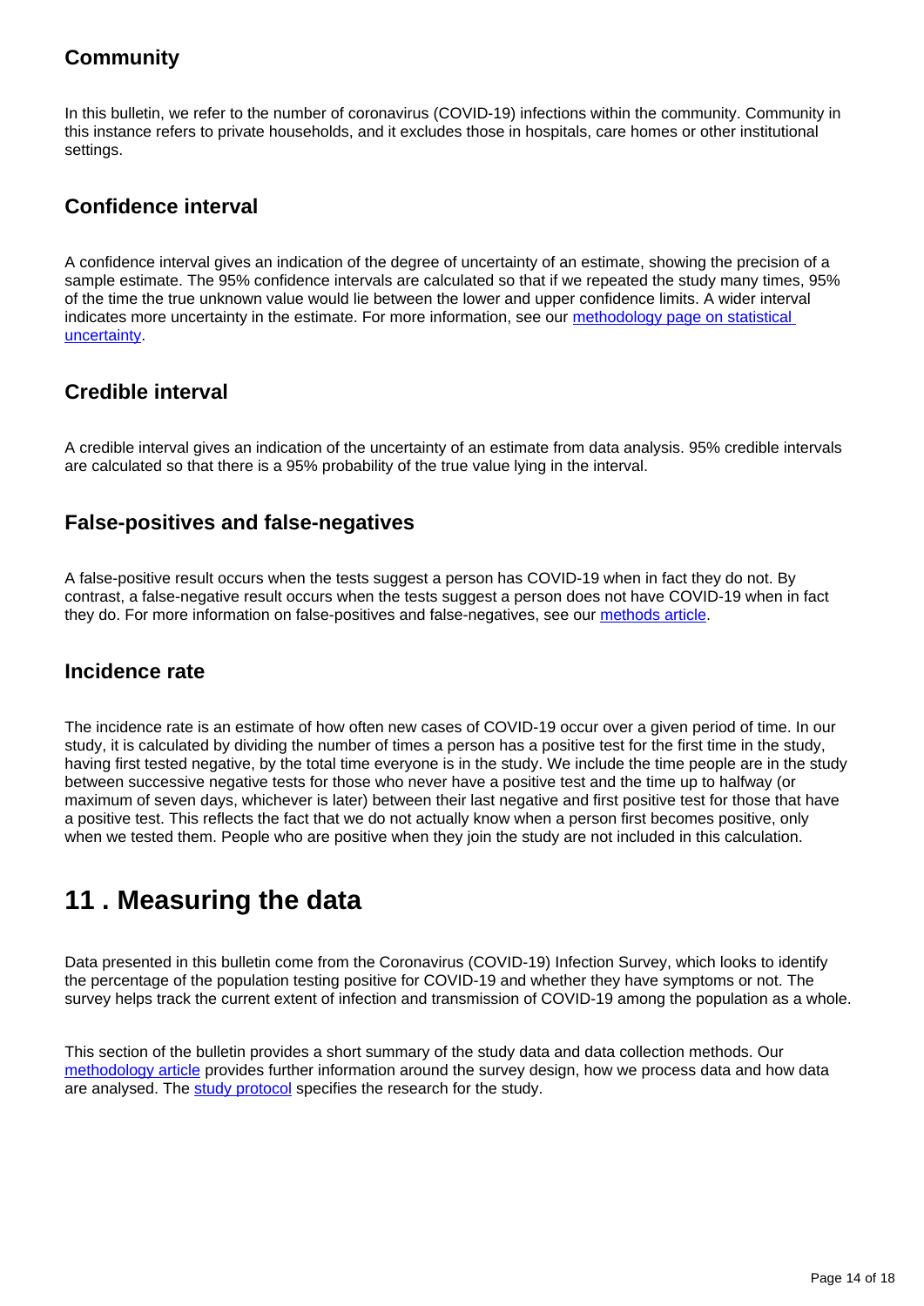### Community

In this bulletin, we refer to the number of coronavirus (COVID-19) infections within the community. Community in this instance refers to private households, and it excludes those in hospitals, care homes or other institutional settings.

### Confidence interval

A confidence interval gives an indication of the degree of uncertainty of an estimate, showing the precision of a sample estimate. The 95% confidence intervals are calculated so that if we repeated the study many times, 95% of the time the true unknown value would lie between the lower and upper confidence limits. A wider interval indicates more uncertainty in the estimate. For more information, see our [methodology page on statistical uncertainty](#).

### Credible interval

A credible interval gives an indication of the uncertainty of an estimate from data analysis. 95% credible intervals are calculated so that there is a 95% probability of the true value lying in the interval.

### False-positives and false-negatives

A false-positive result occurs when the tests suggest a person has COVID-19 when in fact they do not. By contrast, a false-negative result occurs when the tests suggest a person does not have COVID-19 when in fact they do. For more information on false-positives and false-negatives, see our [methods article](#).

### Incidence rate

The incidence rate is an estimate of how often new cases of COVID-19 occur over a given period of time. In our study, it is calculated by dividing the number of times a person has a positive test for the first time in the study, having first tested negative, by the total time everyone is in the study. We include the time people are in the study between successive negative tests for those who never have a positive test and the time up to halfway (or maximum of seven days, whichever is later) between their last negative and first positive test for those that have a positive test. This reflects the fact that we do not actually know when a person first becomes positive, only when we tested them. People who are positive when they join the study are not included in this calculation.

## 11 . Measuring the data

Data presented in this bulletin come from the Coronavirus (COVID-19) Infection Survey, which looks to identify the percentage of the population testing positive for COVID-19 and whether they have symptoms or not. The survey helps track the current extent of infection and transmission of COVID-19 among the population as a whole.

This section of the bulletin provides a short summary of the study data and data collection methods. Our [methodology article](#) provides further information around the survey design, how we process data and how data are analysed. The [study protocol](#) specifies the research for the study.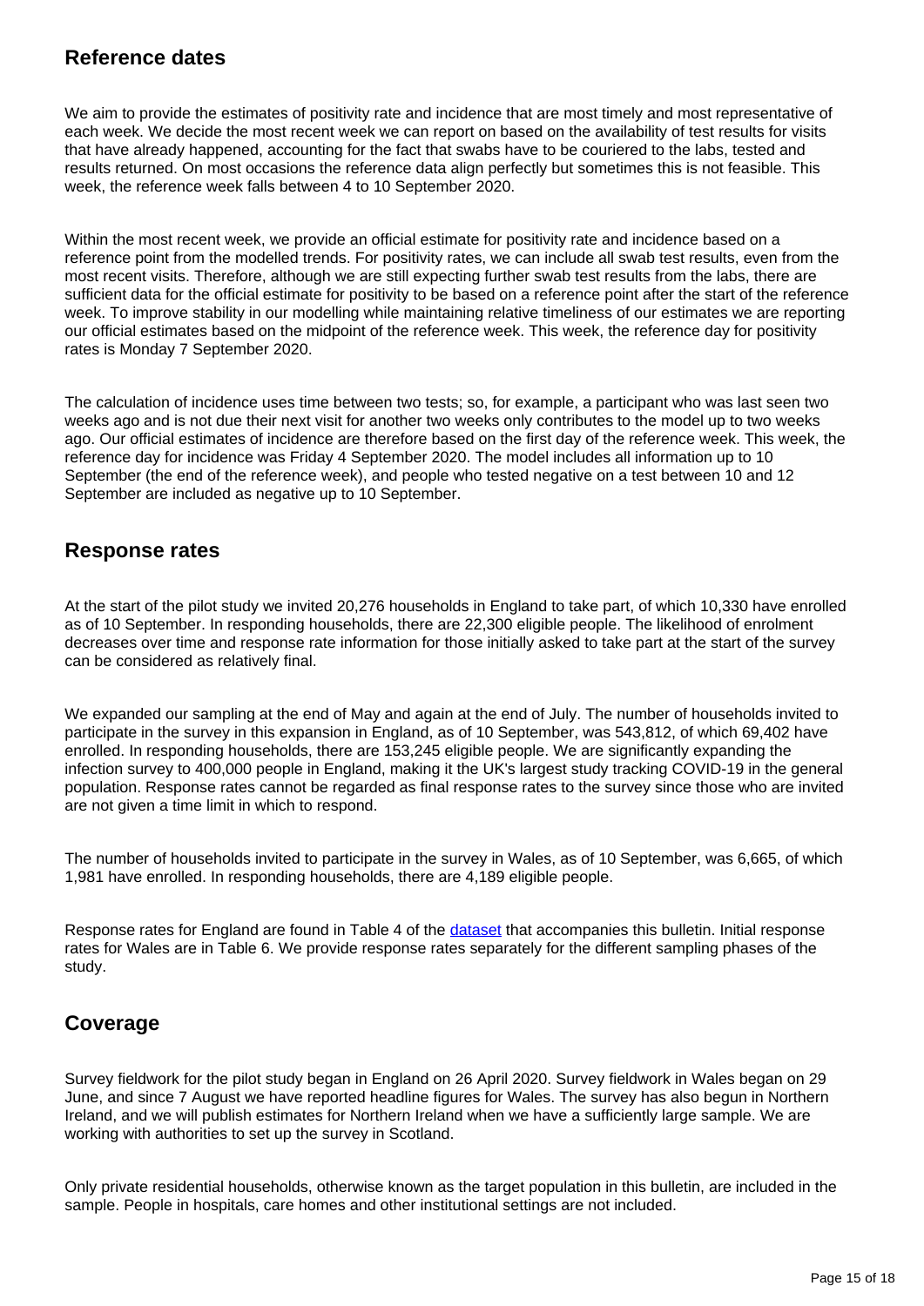## Reference dates

We aim to provide the estimates of positivity rate and incidence that are most timely and most representative of each week. We decide the most recent week we can report on based on the availability of test results for visits that have already happened, accounting for the fact that swabs have to be couriered to the labs, tested and results returned. On most occasions the reference data align perfectly but sometimes this is not feasible. This week, the reference week falls between 4 to 10 September 2020.

Within the most recent week, we provide an official estimate for positivity rate and incidence based on a reference point from the modelled trends. For positivity rates, we can include all swab test results, even from the most recent visits. Therefore, although we are still expecting further swab test results from the labs, there are sufficient data for the official estimate for positivity to be based on a reference point after the start of the reference week. To improve stability in our modelling while maintaining relative timeliness of our estimates we are reporting our official estimates based on the midpoint of the reference week. This week, the reference day for positivity rates is Monday 7 September 2020.

The calculation of incidence uses time between two tests; so, for example, a participant who was last seen two weeks ago and is not due their next visit for another two weeks only contributes to the model up to two weeks ago. Our official estimates of incidence are therefore based on the first day of the reference week. This week, the reference day for incidence was Friday 4 September 2020. The model includes all information up to 10 September (the end of the reference week), and people who tested negative on a test between 10 and 12 September are included as negative up to 10 September.

## Response rates

At the start of the pilot study we invited 20,276 households in England to take part, of which 10,330 have enrolled as of 10 September. In responding households, there are 22,300 eligible people. The likelihood of enrolment decreases over time and response rate information for those initially asked to take part at the start of the survey can be considered as relatively final.

We expanded our sampling at the end of May and again at the end of July. The number of households invited to participate in the survey in this expansion in England, as of 10 September, was 543,812, of which 69,402 have enrolled. In responding households, there are 153,245 eligible people. We are significantly expanding the infection survey to 400,000 people in England, making it the UK's largest study tracking COVID-19 in the general population. Response rates cannot be regarded as final response rates to the survey since those who are invited are not given a time limit in which to respond.

The number of households invited to participate in the survey in Wales, as of 10 September, was 6,665, of which 1,981 have enrolled. In responding households, there are 4,189 eligible people.

Response rates for England are found in Table 4 of the dataset that accompanies this bulletin. Initial response rates for Wales are in Table 6. We provide response rates separately for the different sampling phases of the study.

## Coverage

Survey fieldwork for the pilot study began in England on 26 April 2020. Survey fieldwork in Wales began on 29 June, and since 7 August we have reported headline figures for Wales. The survey has also begun in Northern Ireland, and we will publish estimates for Northern Ireland when we have a sufficiently large sample. We are working with authorities to set up the survey in Scotland.

Only private residential households, otherwise known as the target population in this bulletin, are included in the sample. People in hospitals, care homes and other institutional settings are not included.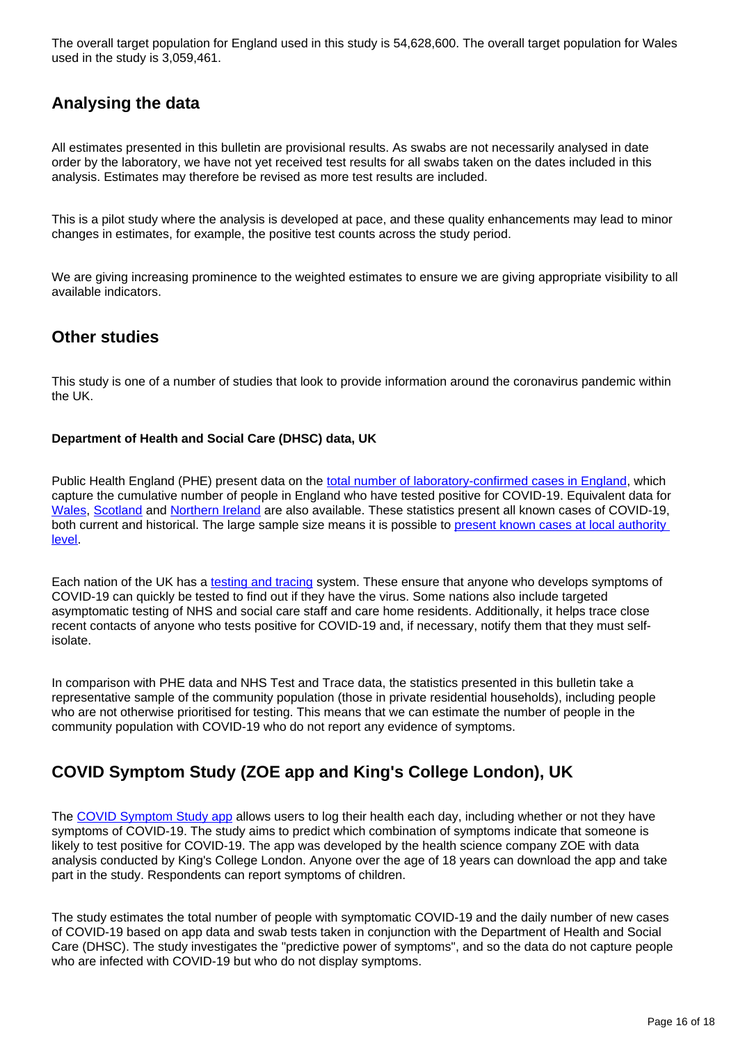The overall target population for England used in this study is 54,628,600. The overall target population for Wales used in the study is 3,059,461.

## Analysing the data

All estimates presented in this bulletin are provisional results. As swabs are not necessarily analysed in date order by the laboratory, we have not yet received test results for all swabs taken on the dates included in this analysis. Estimates may therefore be revised as more test results are included.

This is a pilot study where the analysis is developed at pace, and these quality enhancements may lead to minor changes in estimates, for example, the positive test counts across the study period.

We are giving increasing prominence to the weighted estimates to ensure we are giving appropriate visibility to all available indicators.

## Other studies

This study is one of a number of studies that look to provide information around the coronavirus pandemic within the UK.

**Department of Health and Social Care (DHSC) data, UK**

Public Health England (PHE) present data on the total number of laboratory-confirmed cases in England, which capture the cumulative number of people in England who have tested positive for COVID-19. Equivalent data for Wales, Scotland and Northern Ireland are also available. These statistics present all known cases of COVID-19, both current and historical. The large sample size means it is possible to present known cases at local authority level.

Each nation of the UK has a testing and tracing system. These ensure that anyone who develops symptoms of COVID-19 can quickly be tested to find out if they have the virus. Some nations also include targeted asymptomatic testing of NHS and social care staff and care home residents. Additionally, it helps trace close recent contacts of anyone who tests positive for COVID-19 and, if necessary, notify them that they must self-isolate.

In comparison with PHE data and NHS Test and Trace data, the statistics presented in this bulletin take a representative sample of the community population (those in private residential households), including people who are not otherwise prioritised for testing. This means that we can estimate the number of people in the community population with COVID-19 who do not report any evidence of symptoms.

## COVID Symptom Study (ZOE app and King's College London), UK

The COVID Symptom Study app allows users to log their health each day, including whether or not they have symptoms of COVID-19. The study aims to predict which combination of symptoms indicate that someone is likely to test positive for COVID-19. The app was developed by the health science company ZOE with data analysis conducted by King's College London. Anyone over the age of 18 years can download the app and take part in the study. Respondents can report symptoms of children.

The study estimates the total number of people with symptomatic COVID-19 and the daily number of new cases of COVID-19 based on app data and swab tests taken in conjunction with the Department of Health and Social Care (DHSC). The study investigates the "predictive power of symptoms", and so the data do not capture people who are infected with COVID-19 but who do not display symptoms.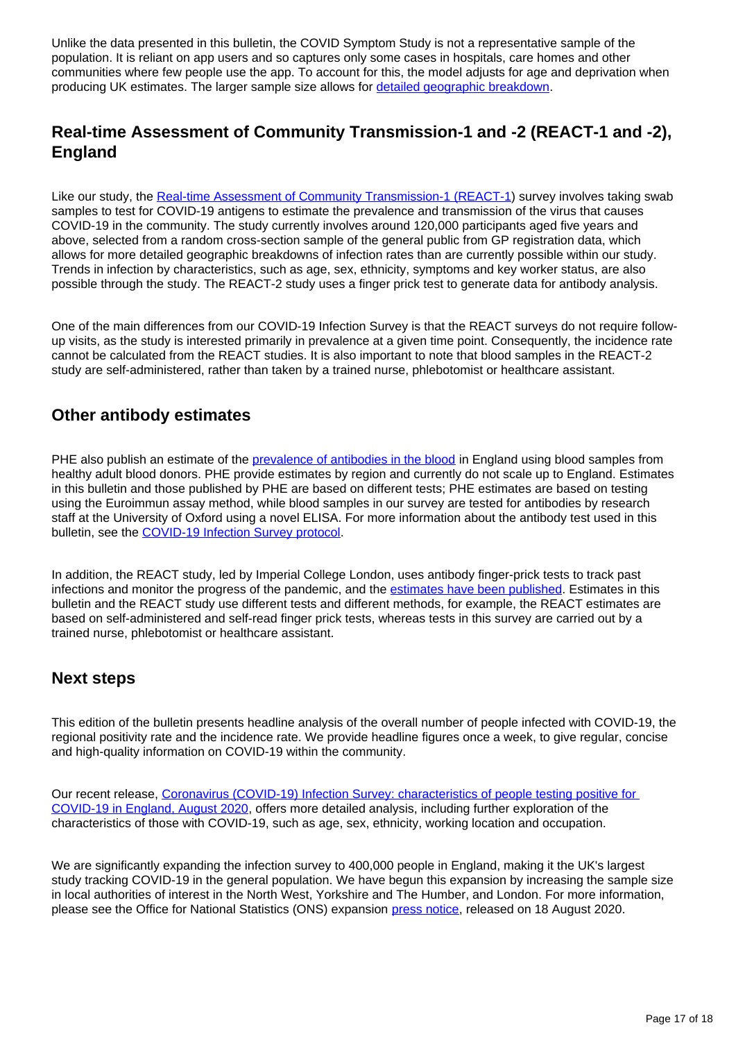Unlike the data presented in this bulletin, the COVID Symptom Study is not a representative sample of the population. It is reliant on app users and so captures only some cases in hospitals, care homes and other communities where few people use the app. To account for this, the model adjusts for age and deprivation when producing UK estimates. The larger sample size allows for [detailed geographic breakdown](#).

## Real-time Assessment of Community Transmission-1 and -2 (REACT-1 and -2), England

Like our study, the [Real-time Assessment of Community Transmission-1 (REACT-1)](#) survey involves taking swab samples to test for COVID-19 antigens to estimate the prevalence and transmission of the virus that causes COVID-19 in the community. The study currently involves around 120,000 participants aged five years and above, selected from a random cross-section sample of the general public from GP registration data, which allows for more detailed geographic breakdowns of infection rates than are currently possible within our study. Trends in infection by characteristics, such as age, sex, ethnicity, symptoms and key worker status, are also possible through the study. The REACT-2 study uses a finger prick test to generate data for antibody analysis.

One of the main differences from our COVID-19 Infection Survey is that the REACT surveys do not require follow-up visits, as the study is interested primarily in prevalence at a given time point. Consequently, the incidence rate cannot be calculated from the REACT studies. It is also important to note that blood samples in the REACT-2 study are self-administered, rather than taken by a trained nurse, phlebotomist or healthcare assistant.

## Other antibody estimates

PHE also publish an estimate of the [prevalence of antibodies in the blood](#) in England using blood samples from healthy adult blood donors. PHE provide estimates by region and currently do not scale up to England. Estimates in this bulletin and those published by PHE are based on different tests; PHE estimates are based on testing using the Euroimmun assay method, while blood samples in our survey are tested for antibodies by research staff at the University of Oxford using a novel ELISA. For more information about the antibody test used in this bulletin, see the [COVID-19 Infection Survey protocol](#).

In addition, the REACT study, led by Imperial College London, uses antibody finger-prick tests to track past infections and monitor the progress of the pandemic, and the [estimates have been published](#). Estimates in this bulletin and the REACT study use different tests and different methods, for example, the REACT estimates are based on self-administered and self-read finger prick tests, whereas tests in this survey are carried out by a trained nurse, phlebotomist or healthcare assistant.

## Next steps

This edition of the bulletin presents headline analysis of the overall number of people infected with COVID-19, the regional positivity rate and the incidence rate. We provide headline figures once a week, to give regular, concise and high-quality information on COVID-19 within the community.

Our recent release, [Coronavirus (COVID-19) Infection Survey: characteristics of people testing positive for COVID-19 in England, August 2020](#), offers more detailed analysis, including further exploration of the characteristics of those with COVID-19, such as age, sex, ethnicity, working location and occupation.

We are significantly expanding the infection survey to 400,000 people in England, making it the UK's largest study tracking COVID-19 in the general population. We have begun this expansion by increasing the sample size in local authorities of interest in the North West, Yorkshire and The Humber, and London. For more information, please see the Office for National Statistics (ONS) expansion [press notice](#), released on 18 August 2020.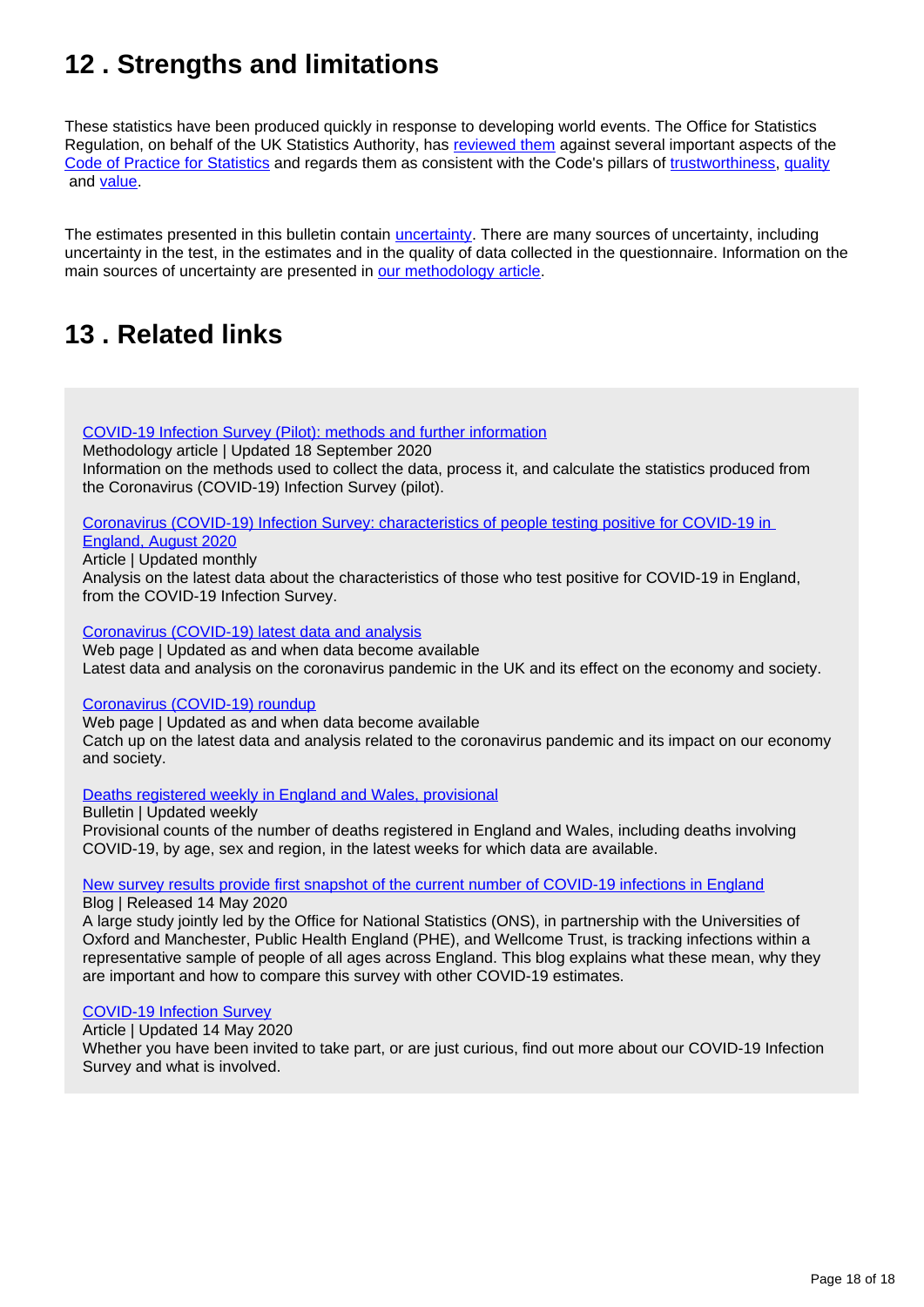## 12 . Strengths and limitations

These statistics have been produced quickly in response to developing world events. The Office for Statistics Regulation, on behalf of the UK Statistics Authority, has reviewed them against several important aspects of the Code of Practice for Statistics and regards them as consistent with the Code's pillars of trustworthiness, quality and value.

The estimates presented in this bulletin contain uncertainty. There are many sources of uncertainty, including uncertainty in the test, in the estimates and in the quality of data collected in the questionnaire. Information on the main sources of uncertainty are presented in our methodology article.

## 13 . Related links

COVID-19 Infection Survey (Pilot): methods and further information
Methodology article | Updated 18 September 2020
Information on the methods used to collect the data, process it, and calculate the statistics produced from the Coronavirus (COVID-19) Infection Survey (pilot).

Coronavirus (COVID-19) Infection Survey: characteristics of people testing positive for COVID-19 in England, August 2020
Article | Updated monthly
Analysis on the latest data about the characteristics of those who test positive for COVID-19 in England, from the COVID-19 Infection Survey.

Coronavirus (COVID-19) latest data and analysis
Web page | Updated as and when data become available
Latest data and analysis on the coronavirus pandemic in the UK and its effect on the economy and society.

Coronavirus (COVID-19) roundup
Web page | Updated as and when data become available
Catch up on the latest data and analysis related to the coronavirus pandemic and its impact on our economy and society.

Deaths registered weekly in England and Wales, provisional
Bulletin | Updated weekly
Provisional counts of the number of deaths registered in England and Wales, including deaths involving COVID-19, by age, sex and region, in the latest weeks for which data are available.

New survey results provide first snapshot of the current number of COVID-19 infections in England
Blog | Released 14 May 2020
A large study jointly led by the Office for National Statistics (ONS), in partnership with the Universities of Oxford and Manchester, Public Health England (PHE), and Wellcome Trust, is tracking infections within a representative sample of people of all ages across England. This blog explains what these mean, why they are important and how to compare this survey with other COVID-19 estimates.

COVID-19 Infection Survey
Article | Updated 14 May 2020
Whether you have been invited to take part, or are just curious, find out more about our COVID-19 Infection Survey and what is involved.